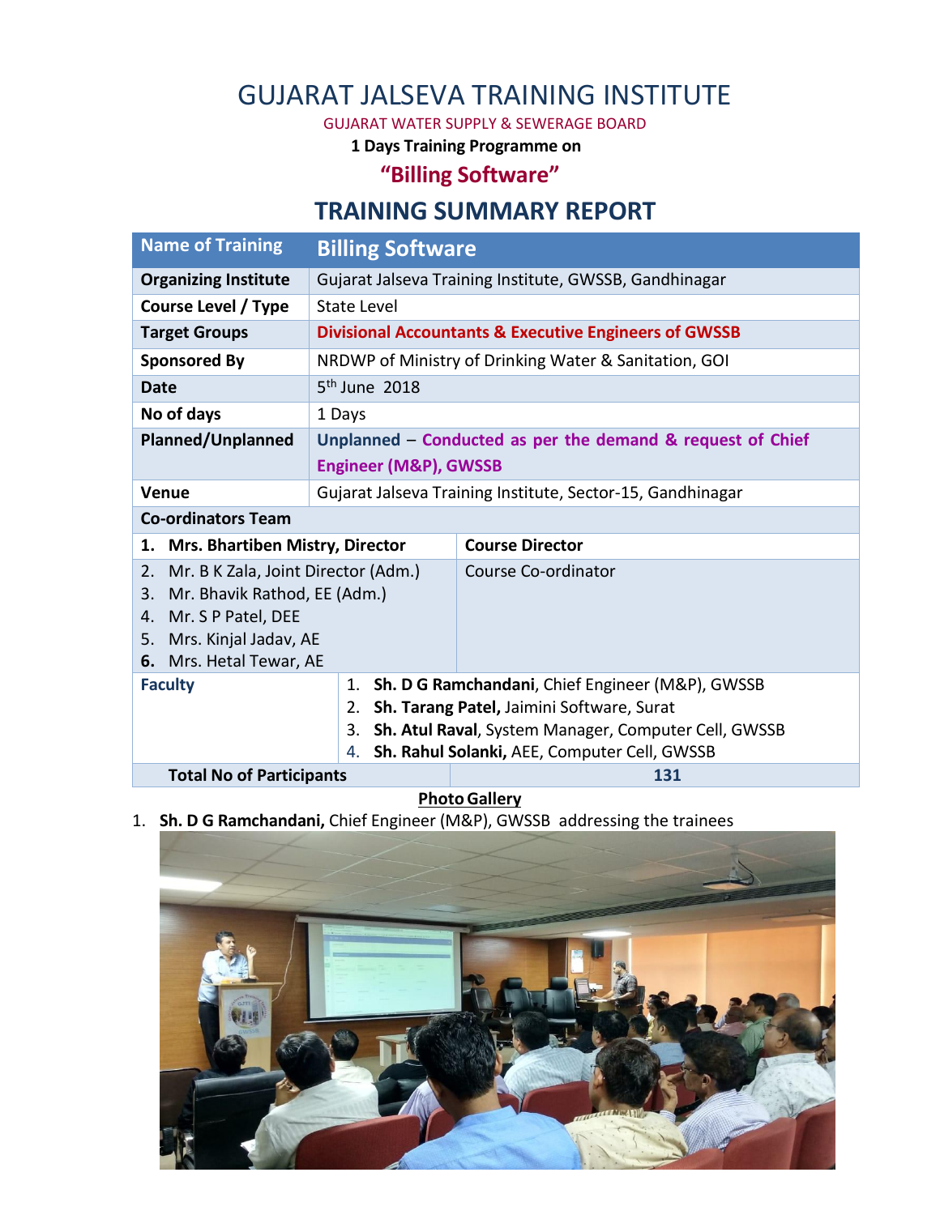# GUJARAT JALSEVA TRAINING INSTITUTE

GUJARAT WATER SUPPLY & SEWERAGE BOARD

**1 Days Training Programme on**

## "Billing Software"

## TRAINING SUMMARY REPORT

| Name of Training | Billing Software | |
|---|---|---|
| **Organizing Institute** | Gujarat Jalseva Training Institute, GWSSB, Gandhinagar | |
| **Course Level / Type** | State Level | |
| **Target Groups** | **Divisional Accountants & Executive Engineers of GWSSB** | |
| **Sponsored By** | NRDWP of Ministry of Drinking Water & Sanitation, GOI | |
| **Date** | 5th June 2018 | |
| **No of days** | 1 Days | |
| **Planned/Unplanned** | **Unplanned – Conducted as per the demand & request of Chief Engineer (M&P), GWSSB** | |
| **Venue** | Gujarat Jalseva Training Institute, Sector-15, Gandhinagar | |
| **Co-ordinators Team** | | |
| **1. Mrs. Bhartiben Mistry, Director** | | **Course Director** |
| 2. Mr. B K Zala, Joint Director (Adm.)<br>3. Mr. Bhavik Rathod, EE (Adm.)<br>4. Mr. S P Patel, DEE<br>5. Mrs. Kinjal Jadav, AE<br>6. Mrs. Hetal Tewar, AE | | Course Co-ordinator |
| **Faculty** | 1. **Sh. D G Ramchandani**, Chief Engineer (M&P), GWSSB<br>2. **Sh. Tarang Patel,** Jaimini Software, Surat<br>3. **Sh. Atul Raval**, System Manager, Computer Cell, GWSSB<br>4. **Sh. Rahul Solanki,** AEE, Computer Cell, GWSSB | |
| **Total No of Participants** | | **131** |

**Photo Gallery**

1. **Sh. D G Ramchandani,** Chief Engineer (M&P), GWSSB addressing the trainees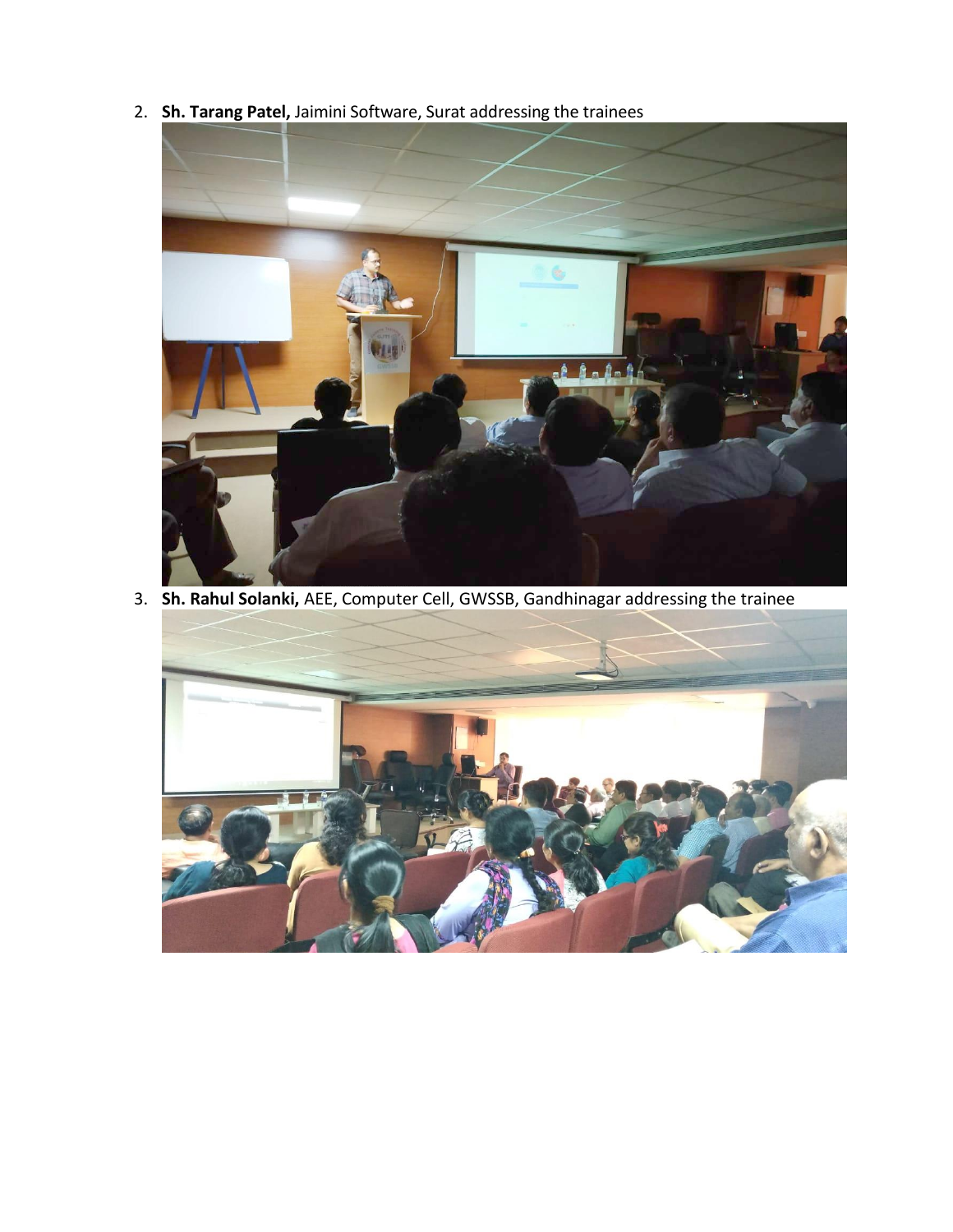2. **Sh. Tarang Patel,** Jaimini Software, Surat addressing the trainees

3. **Sh. Rahul Solanki,** AEE, Computer Cell, GWSSB, Gandhinagar addressing the trainee